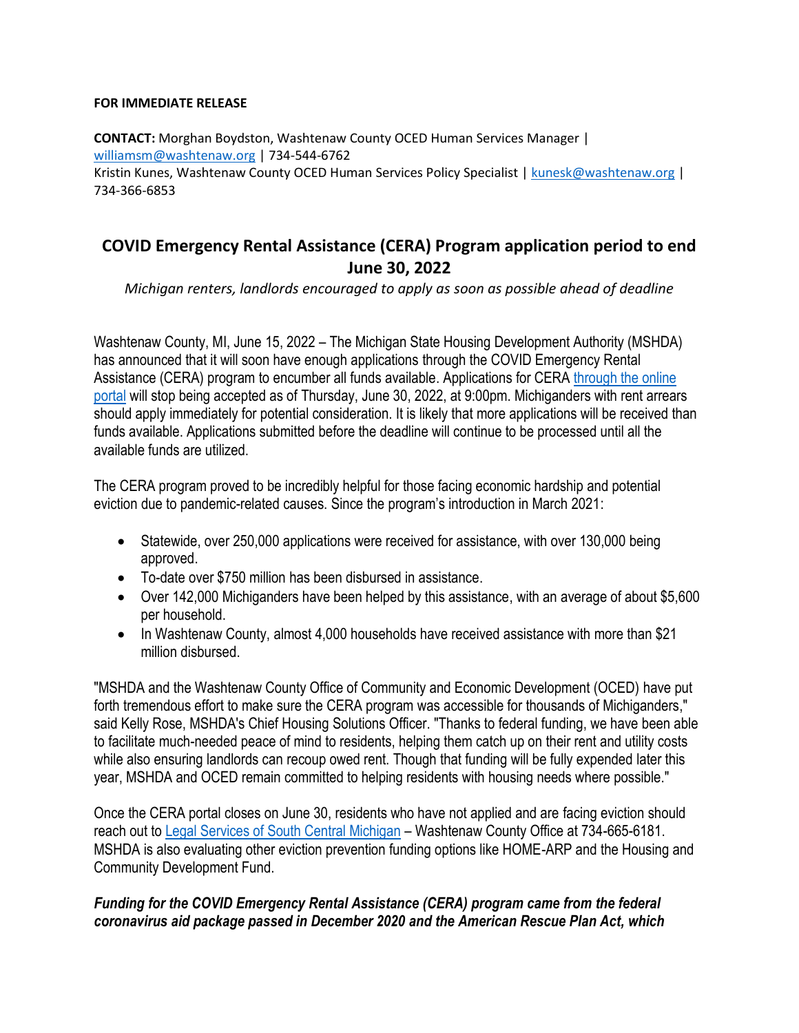**FOR IMMEDIATE RELEASE**

**CONTACT:** Morghan Boydston, Washtenaw County OCED Human Services Manager | williamsm@washtenaw.org | 734-544-6762
Kristin Kunes, Washtenaw County OCED Human Services Policy Specialist | kunesk@washtenaw.org | 734-366-6853

# COVID Emergency Rental Assistance (CERA) Program application period to end June 30, 2022

*Michigan renters, landlords encouraged to apply as soon as possible ahead of deadline*

Washtenaw County, MI, June 15, 2022 – The Michigan State Housing Development Authority (MSHDA) has announced that it will soon have enough applications through the COVID Emergency Rental Assistance (CERA) program to encumber all funds available. Applications for CERA through the online portal will stop being accepted as of Thursday, June 30, 2022, at 9:00pm. Michiganders with rent arrears should apply immediately for potential consideration. It is likely that more applications will be received than funds available. Applications submitted before the deadline will continue to be processed until all the available funds are utilized.

The CERA program proved to be incredibly helpful for those facing economic hardship and potential eviction due to pandemic-related causes. Since the program's introduction in March 2021:

- Statewide, over 250,000 applications were received for assistance, with over 130,000 being approved.
- To-date over $750 million has been disbursed in assistance.
- Over 142,000 Michiganders have been helped by this assistance, with an average of about $5,600 per household.
- In Washtenaw County, almost 4,000 households have received assistance with more than $21 million disbursed.

"MSHDA and the Washtenaw County Office of Community and Economic Development (OCED) have put forth tremendous effort to make sure the CERA program was accessible for thousands of Michiganders," said Kelly Rose, MSHDA's Chief Housing Solutions Officer. "Thanks to federal funding, we have been able to facilitate much-needed peace of mind to residents, helping them catch up on their rent and utility costs while also ensuring landlords can recoup owed rent. Though that funding will be fully expended later this year, MSHDA and OCED remain committed to helping residents with housing needs where possible."

Once the CERA portal closes on June 30, residents who have not applied and are facing eviction should reach out to Legal Services of South Central Michigan – Washtenaw County Office at 734-665-6181. MSHDA is also evaluating other eviction prevention funding options like HOME-ARP and the Housing and Community Development Fund.

***Funding for the COVID Emergency Rental Assistance (CERA) program came from the federal coronavirus aid package passed in December 2020 and the American Rescue Plan Act, which***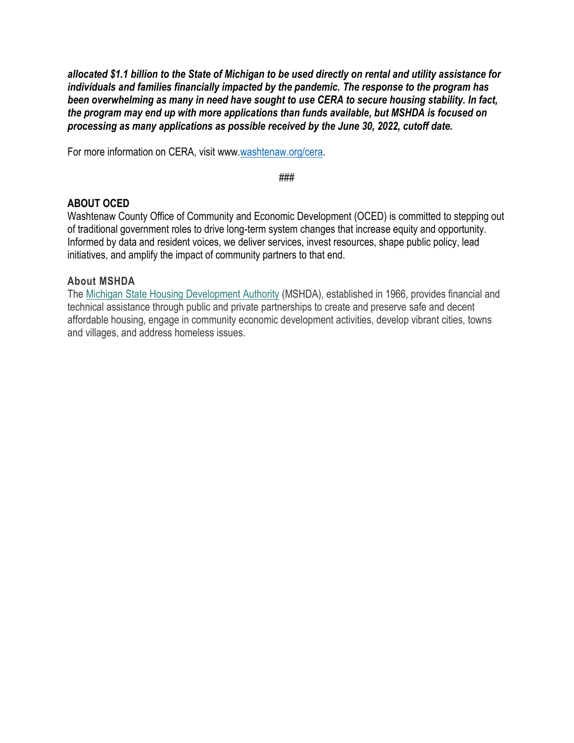***allocated $1.1 billion to the State of Michigan to be used directly on rental and utility assistance for individuals and families financially impacted by the pandemic. The response to the program has been overwhelming as many in need have sought to use CERA to secure housing stability. In fact, the program may end up with more applications than funds available, but MSHDA is focused on processing as many applications as possible received by the June 30, 2022, cutoff date.***

For more information on CERA, visit www.washtenaw.org/cera.

###

**ABOUT OCED**

Washtenaw County Office of Community and Economic Development (OCED) is committed to stepping out of traditional government roles to drive long-term system changes that increase equity and opportunity. Informed by data and resident voices, we deliver services, invest resources, shape public policy, lead initiatives, and amplify the impact of community partners to that end.

**About MSHDA**

The Michigan State Housing Development Authority (MSHDA), established in 1966, provides financial and technical assistance through public and private partnerships to create and preserve safe and decent affordable housing, engage in community economic development activities, develop vibrant cities, towns and villages, and address homeless issues.